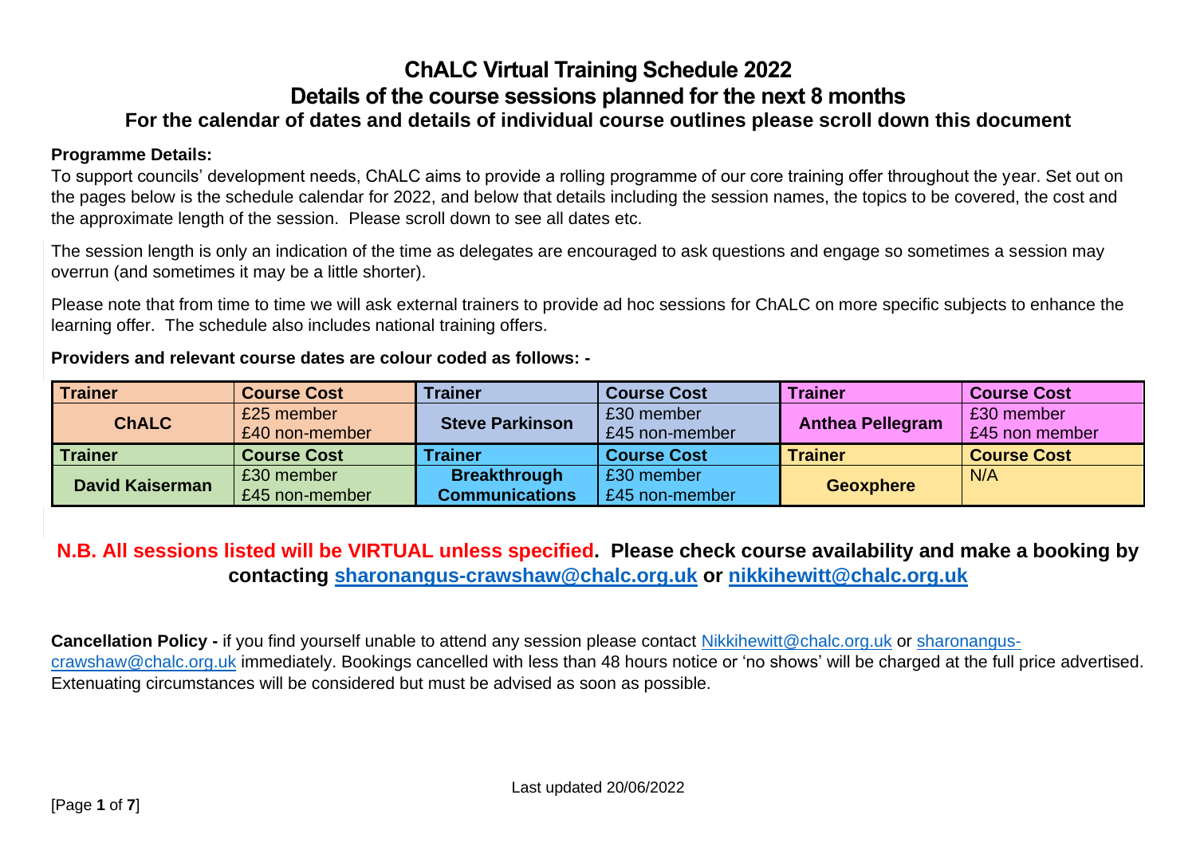# ChALC Virtual Training Schedule 2022

## Details of the course sessions planned for the next 8 months

### For the calendar of dates and details of individual course outlines please scroll down this document

**Programme Details:**

To support councils' development needs, ChALC aims to provide a rolling programme of our core training offer throughout the year. Set out on the pages below is the schedule calendar for 2022, and below that details including the session names, the topics to be covered, the cost and the approximate length of the session. Please scroll down to see all dates etc.

The session length is only an indication of the time as delegates are encouraged to ask questions and engage so sometimes a session may overrun (and sometimes it may be a little shorter).

Please note that from time to time we will ask external trainers to provide ad hoc sessions for ChALC on more specific subjects to enhance the learning offer. The schedule also includes national training offers.

**Providers and relevant course dates are colour coded as follows: -**

| Trainer | Course Cost | Trainer | Course Cost | Trainer | Course Cost |
|---|---|---|---|---|---|
| **ChALC** | £25 member<br>£40 non-member | **Steve Parkinson** | £30 member<br>£45 non-member | **Anthea Pellegram** | £30 member<br>£45 non member |
| **Trainer** | **Course Cost** | **Trainer** | **Course Cost** | **Trainer** | **Course Cost** |
| **David Kaiserman** | £30 member<br>£45 non-member | **Breakthrough Communications** | £30 member<br>£45 non-member | **Geoxphere** | N/A |

**N.B. All sessions listed will be VIRTUAL unless specified. Please check course availability and make a booking by contacting sharonangus-crawshaw@chalc.org.uk or nikkihewitt@chalc.org.uk**

**Cancellation Policy -** if you find yourself unable to attend any session please contact Nikkihewitt@chalc.org.uk or sharonangus-crawshaw@chalc.org.uk immediately. Bookings cancelled with less than 48 hours notice or 'no shows' will be charged at the full price advertised. Extenuating circumstances will be considered but must be advised as soon as possible.

Last updated 20/06/2022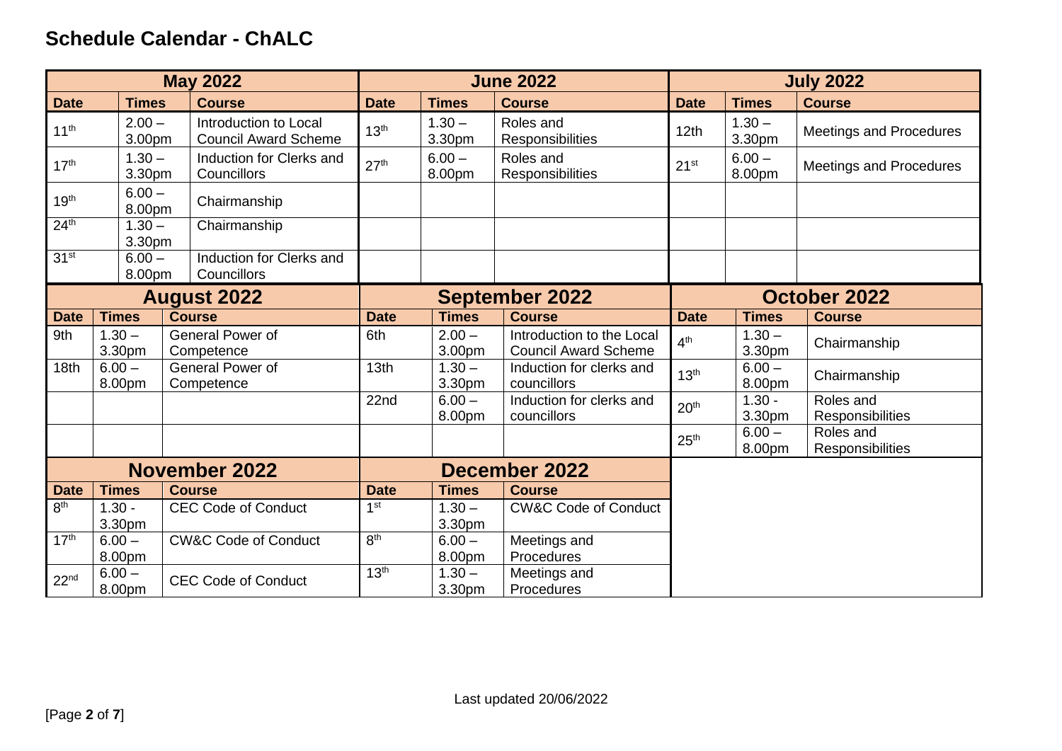# Schedule Calendar - ChALC

| May 2022 | | | June 2022 | | | July 2022 | | |
|---|---|---|---|---|---|---|---|---|
| **Date** | **Times** | **Course** | **Date** | **Times** | **Course** | **Date** | **Times** | **Course** |
| 11th | 2.00 – 3.00pm | Introduction to Local Council Award Scheme | 13th | 1.30 – 3.30pm | Roles and Responsibilities | 12th | 1.30 – 3.30pm | Meetings and Procedures |
| 17th | 1.30 – 3.30pm | Induction for Clerks and Councillors | 27th | 6.00 – 8.00pm | Roles and Responsibilities | 21st | 6.00 – 8.00pm | Meetings and Procedures |
| 19th | 6.00 – 8.00pm | Chairmanship | | | | | | |
| 24th | 1.30 – 3.30pm | Chairmanship | | | | | | |
| 31st | 6.00 – 8.00pm | Induction for Clerks and Councillors | | | | | | |

| August 2022 | | | September 2022 | | | October 2022 | | |
|---|---|---|---|---|---|---|---|---|
| **Date** | **Times** | **Course** | **Date** | **Times** | **Course** | **Date** | **Times** | **Course** |
| 9th | 1.30 – 3.30pm | General Power of Competence | 6th | 2.00 – 3.00pm | Introduction to the Local Council Award Scheme | 4th | 1.30 – 3.30pm | Chairmanship |
| 18th | 6.00 – 8.00pm | General Power of Competence | 13th | 1.30 – 3.30pm | Induction for clerks and councillors | 13th | 6.00 – 8.00pm | Chairmanship |
| | | | 22nd | 6.00 – 8.00pm | Induction for clerks and councillors | 20th | 1.30 - 3.30pm | Roles and Responsibilities |
| | | | | | | 25th | 6.00 – 8.00pm | Roles and Responsibilities |

| November 2022 | | | December 2022 | | |
|---|---|---|---|---|---|
| **Date** | **Times** | **Course** | **Date** | **Times** | **Course** |
| 8th | 1.30 - 3.30pm | CEC Code of Conduct | 1st | 1.30 – 3.30pm | CW&C Code of Conduct |
| 17th | 6.00 – 8.00pm | CW&C Code of Conduct | 8th | 6.00 – 8.00pm | Meetings and Procedures |
| 22nd | 6.00 – 8.00pm | CEC Code of Conduct | 13th | 1.30 – 3.30pm | Meetings and Procedures |

Last updated 20/06/2022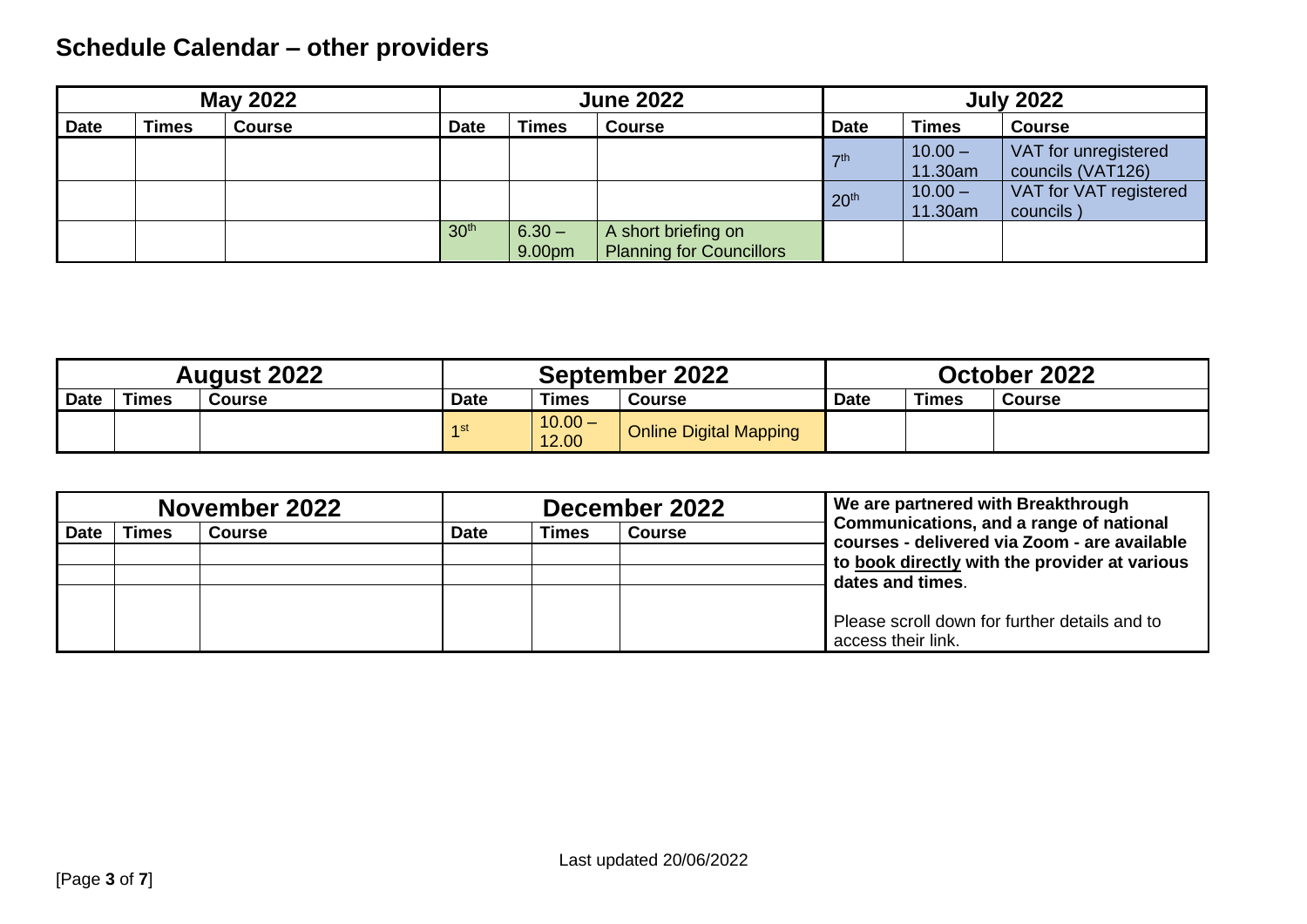## Schedule Calendar – other providers

| May 2022 | | | June 2022 | | | July 2022 | | |
|---|---|---|---|---|---|---|---|---|
| Date | Times | Course | Date | Times | Course | Date | Times | Course |
| | | | | | | 7th | 10.00 – 11.30am | VAT for unregistered councils (VAT126) |
| | | | | | | 20th | 10.00 – 11.30am | VAT for VAT registered councils ) |
| | | | 30th | 6.30 – 9.00pm | A short briefing on Planning for Councillors | | | |

| August 2022 | | | September 2022 | | | October 2022 | | |
|---|---|---|---|---|---|---|---|---|
| Date | Times | Course | Date | Times | Course | Date | Times | Course |
| | | | 1st | 10.00 – 12.00 | Online Digital Mapping | | | |

| November 2022 | | | December 2022 | | |
|---|---|---|---|---|---|
| Date | Times | Course | Date | Times | Course |
| | | | | | |
| | | | | | |
| | | | | | |

**We are partnered with Breakthrough Communications, and a range of national courses - delivered via Zoom - are available to book directly with the provider at various dates and times**.

Please scroll down for further details and to access their link.

Last updated 20/06/2022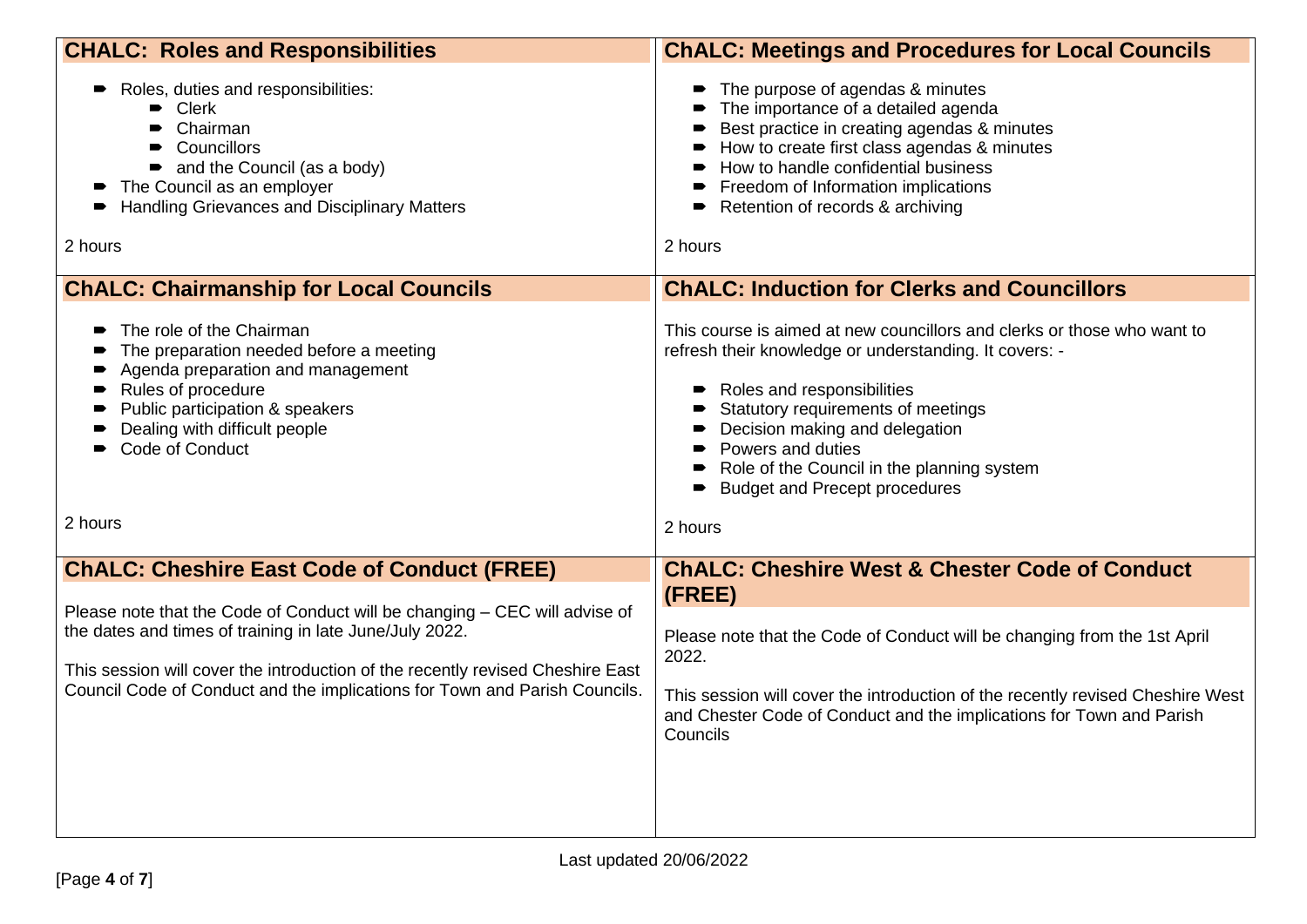## CHALC: Roles and Responsibilities

- Roles, duties and responsibilities:
  - Clerk
  - Chairman
  - Councillors
  - and the Council (as a body)
- The Council as an employer
- Handling Grievances and Disciplinary Matters

2 hours

## ChALC: Meetings and Procedures for Local Councils

- The purpose of agendas & minutes
- The importance of a detailed agenda
- Best practice in creating agendas & minutes
- How to create first class agendas & minutes
- How to handle confidential business
- Freedom of Information implications
- Retention of records & archiving

2 hours

## ChALC: Chairmanship for Local Councils

- The role of the Chairman
- The preparation needed before a meeting
- Agenda preparation and management
- Rules of procedure
- Public participation & speakers
- Dealing with difficult people
- Code of Conduct

2 hours

## ChALC: Induction for Clerks and Councillors

This course is aimed at new councillors and clerks or those who want to refresh their knowledge or understanding. It covers: -

- Roles and responsibilities
- Statutory requirements of meetings
- Decision making and delegation
- Powers and duties
- Role of the Council in the planning system
- Budget and Precept procedures

2 hours

## ChALC: Cheshire East Code of Conduct (FREE)

Please note that the Code of Conduct will be changing – CEC will advise of the dates and times of training in late June/July 2022.

This session will cover the introduction of the recently revised Cheshire East Council Code of Conduct and the implications for Town and Parish Councils.

## ChALC: Cheshire West & Chester Code of Conduct (FREE)

Please note that the Code of Conduct will be changing from the 1st April 2022.

This session will cover the introduction of the recently revised Cheshire West and Chester Code of Conduct and the implications for Town and Parish Councils

Last updated 20/06/2022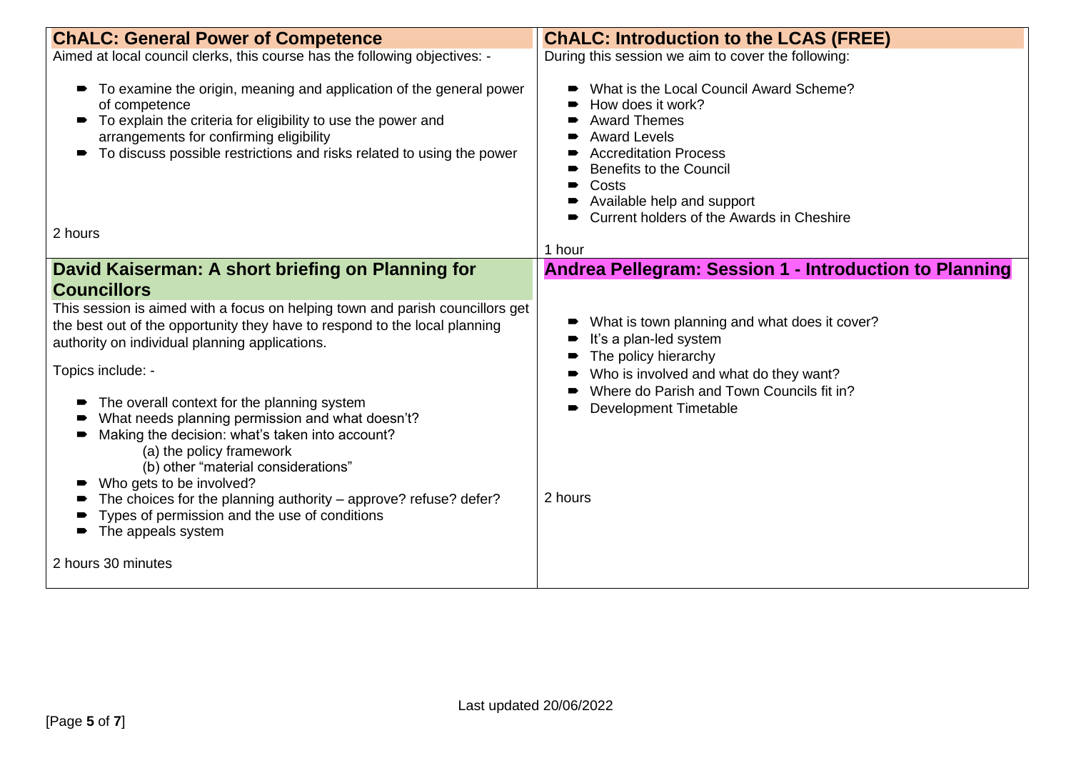## ChALC: General Power of Competence

Aimed at local council clerks, this course has the following objectives: -

- To examine the origin, meaning and application of the general power of competence
- To explain the criteria for eligibility to use the power and arrangements for confirming eligibility
- To discuss possible restrictions and risks related to using the power

2 hours

## ChALC: Introduction to the LCAS (FREE)

During this session we aim to cover the following:

- What is the Local Council Award Scheme?
- How does it work?
- Award Themes
- Award Levels
- Accreditation Process
- Benefits to the Council
- Costs
- Available help and support
- Current holders of the Awards in Cheshire

1 hour

## David Kaiserman: A short briefing on Planning for Councillors

This session is aimed with a focus on helping town and parish councillors get the best out of the opportunity they have to respond to the local planning authority on individual planning applications.

Topics include: -

- The overall context for the planning system
- What needs planning permission and what doesn't?
- Making the decision: what's taken into account?
  - (a) the policy framework
  - (b) other "material considerations"
- Who gets to be involved?
- The choices for the planning authority – approve? refuse? defer?
- Types of permission and the use of conditions
- The appeals system

2 hours 30 minutes

## Andrea Pellegram: Session 1 - Introduction to Planning

- What is town planning and what does it cover?
- It's a plan-led system
- The policy hierarchy
- Who is involved and what do they want?
- Where do Parish and Town Councils fit in?
- Development Timetable

2 hours

Last updated 20/06/2022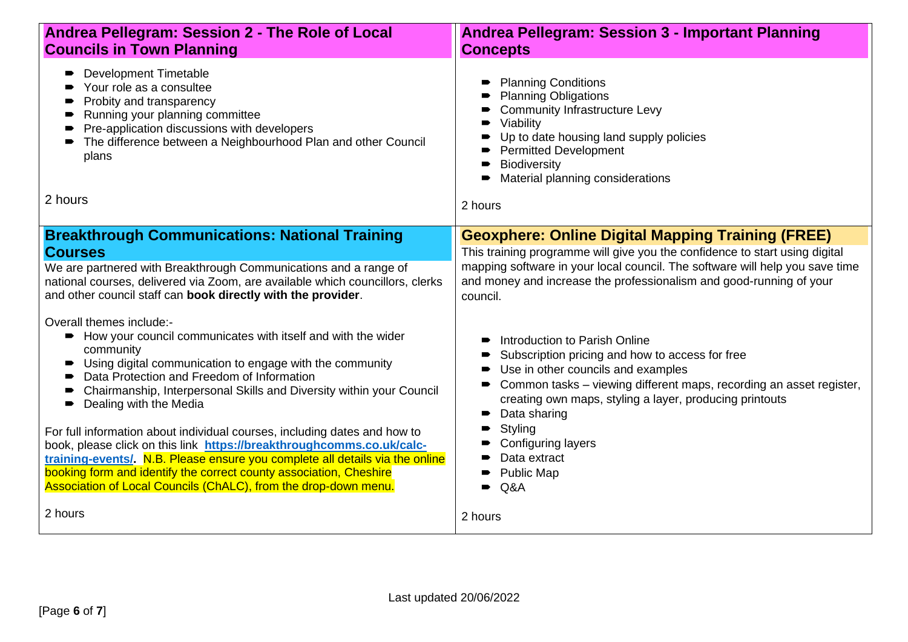## Andrea Pellegram: Session 2 - The Role of Local Councils in Town Planning

- Development Timetable
- Your role as a consultee
- Probity and transparency
- Running your planning committee
- Pre-application discussions with developers
- The difference between a Neighbourhood Plan and other Council plans

2 hours

## Andrea Pellegram: Session 3 - Important Planning Concepts

- Planning Conditions
- Planning Obligations
- Community Infrastructure Levy
- Viability
- Up to date housing land supply policies
- Permitted Development
- Biodiversity
- Material planning considerations

2 hours

## Breakthrough Communications: National Training Courses

We are partnered with Breakthrough Communications and a range of national courses, delivered via Zoom, are available which councillors, clerks and other council staff can **book directly with the provider**.

Overall themes include:-

- How your council communicates with itself and with the wider community
- Using digital communication to engage with the community
- Data Protection and Freedom of Information
- Chairmanship, Interpersonal Skills and Diversity within your Council
- Dealing with the Media

For full information about individual courses, including dates and how to book, please click on this link **https://breakthroughcomms.co.uk/calc-training-events/.** N.B. Please ensure you complete all details via the online booking form and identify the correct county association, Cheshire Association of Local Councils (ChALC), from the drop-down menu.

2 hours

## Geoxphere: Online Digital Mapping Training (FREE)

This training programme will give you the confidence to start using digital mapping software in your local council. The software will help you save time and money and increase the professionalism and good-running of your council.

- Introduction to Parish Online
- Subscription pricing and how to access for free
- Use in other councils and examples
- Common tasks – viewing different maps, recording an asset register, creating own maps, styling a layer, producing printouts
- Data sharing
- Styling
- Configuring layers
- Data extract
- Public Map
- Q&A

2 hours

Last updated 20/06/2022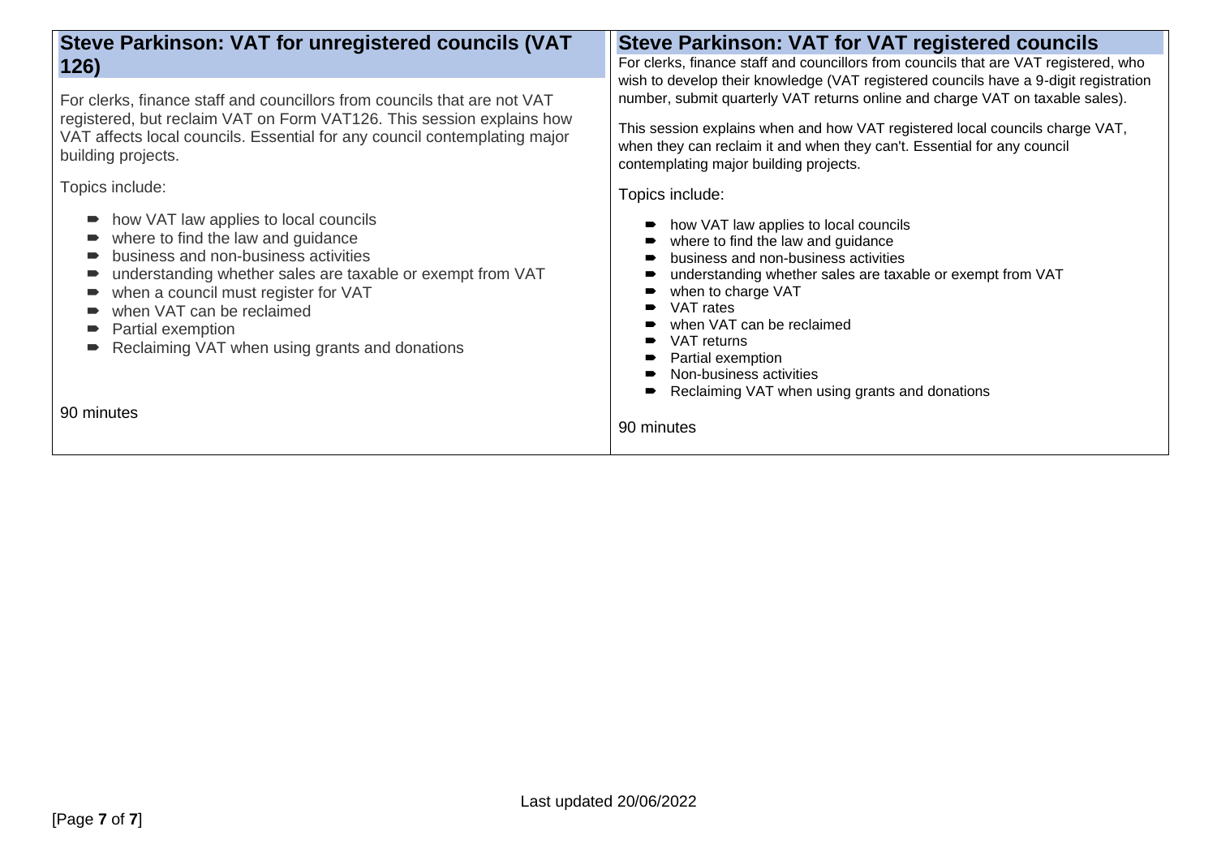## Steve Parkinson: VAT for unregistered councils (VAT 126)

For clerks, finance staff and councillors from councils that are not VAT registered, but reclaim VAT on Form VAT126. This session explains how VAT affects local councils. Essential for any council contemplating major building projects.

Topics include:

- how VAT law applies to local councils
- where to find the law and guidance
- business and non-business activities
- understanding whether sales are taxable or exempt from VAT
- when a council must register for VAT
- when VAT can be reclaimed
- Partial exemption
- Reclaiming VAT when using grants and donations

90 minutes

## Steve Parkinson: VAT for VAT registered councils

For clerks, finance staff and councillors from councils that are VAT registered, who wish to develop their knowledge (VAT registered councils have a 9-digit registration number, submit quarterly VAT returns online and charge VAT on taxable sales).

This session explains when and how VAT registered local councils charge VAT, when they can reclaim it and when they can't. Essential for any council contemplating major building projects.

Topics include:

- how VAT law applies to local councils
- where to find the law and guidance
- business and non-business activities
- understanding whether sales are taxable or exempt from VAT
- when to charge VAT
- VAT rates
- when VAT can be reclaimed
- VAT returns
- Partial exemption
- Non-business activities
- Reclaiming VAT when using grants and donations

90 minutes

Last updated 20/06/2022